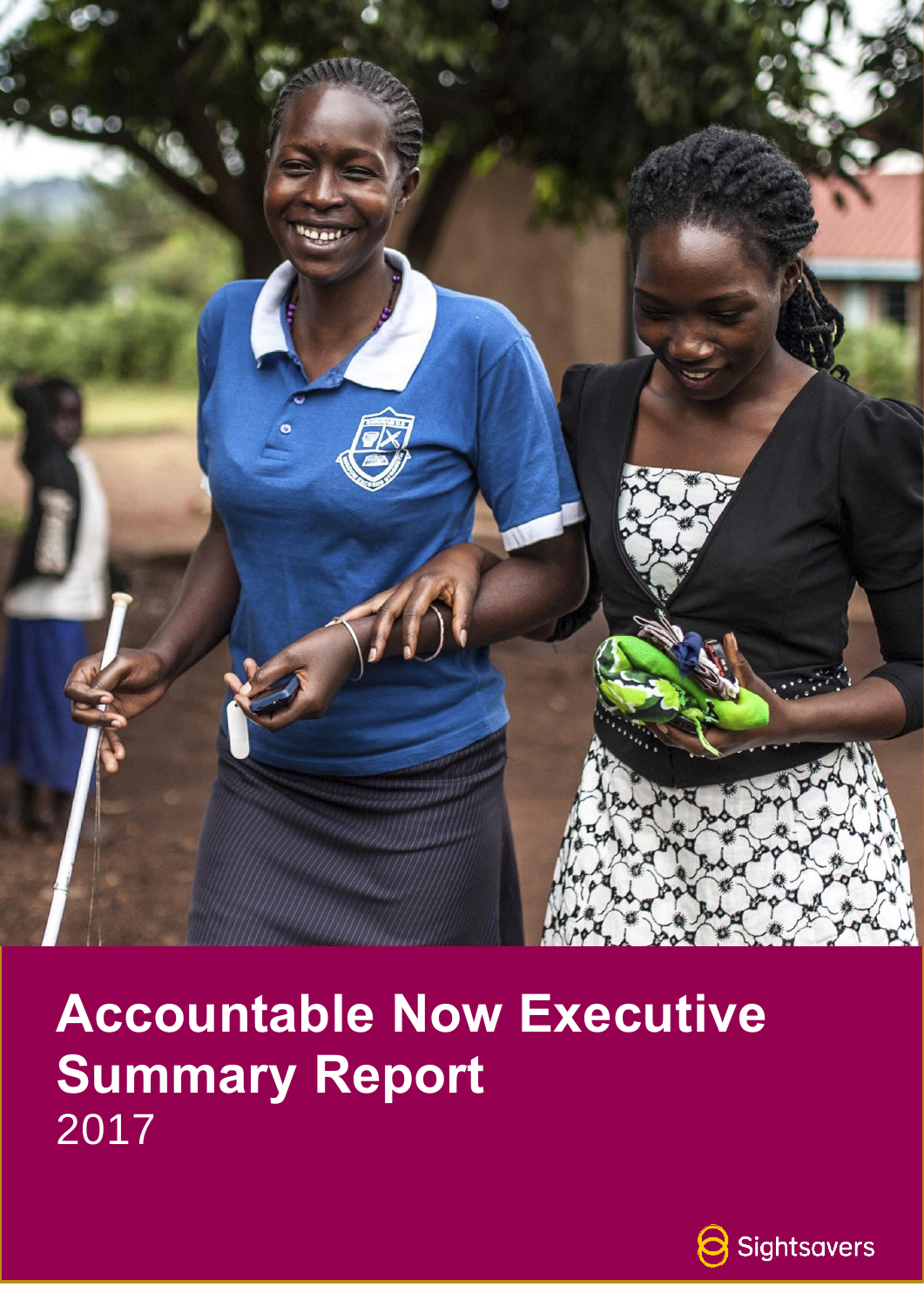# Accountable Now Executive Summary Report

2017

Sightsavers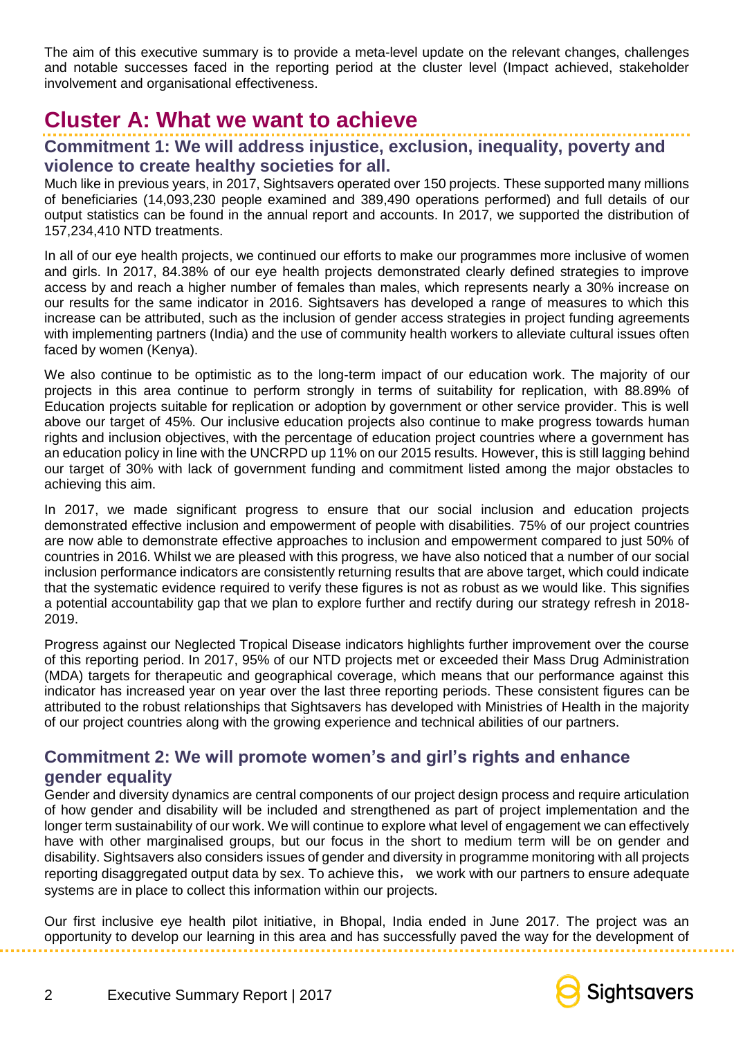The aim of this executive summary is to provide a meta-level update on the relevant changes, challenges and notable successes faced in the reporting period at the cluster level (Impact achieved, stakeholder involvement and organisational effectiveness.

# Cluster A: What we want to achieve

## Commitment 1: We will address injustice, exclusion, inequality, poverty and violence to create healthy societies for all.

Much like in previous years, in 2017, Sightsavers operated over 150 projects. These supported many millions of beneficiaries (14,093,230 people examined and 389,490 operations performed) and full details of our output statistics can be found in the annual report and accounts. In 2017, we supported the distribution of 157,234,410 NTD treatments.

In all of our eye health projects, we continued our efforts to make our programmes more inclusive of women and girls. In 2017, 84.38% of our eye health projects demonstrated clearly defined strategies to improve access by and reach a higher number of females than males, which represents nearly a 30% increase on our results for the same indicator in 2016. Sightsavers has developed a range of measures to which this increase can be attributed, such as the inclusion of gender access strategies in project funding agreements with implementing partners (India) and the use of community health workers to alleviate cultural issues often faced by women (Kenya).

We also continue to be optimistic as to the long-term impact of our education work. The majority of our projects in this area continue to perform strongly in terms of suitability for replication, with 88.89% of Education projects suitable for replication or adoption by government or other service provider. This is well above our target of 45%. Our inclusive education projects also continue to make progress towards human rights and inclusion objectives, with the percentage of education project countries where a government has an education policy in line with the UNCRPD up 11% on our 2015 results. However, this is still lagging behind our target of 30% with lack of government funding and commitment listed among the major obstacles to achieving this aim.

In 2017, we made significant progress to ensure that our social inclusion and education projects demonstrated effective inclusion and empowerment of people with disabilities. 75% of our project countries are now able to demonstrate effective approaches to inclusion and empowerment compared to just 50% of countries in 2016. Whilst we are pleased with this progress, we have also noticed that a number of our social inclusion performance indicators are consistently returning results that are above target, which could indicate that the systematic evidence required to verify these figures is not as robust as we would like. This signifies a potential accountability gap that we plan to explore further and rectify during our strategy refresh in 2018-2019.

Progress against our Neglected Tropical Disease indicators highlights further improvement over the course of this reporting period. In 2017, 95% of our NTD projects met or exceeded their Mass Drug Administration (MDA) targets for therapeutic and geographical coverage, which means that our performance against this indicator has increased year on year over the last three reporting periods. These consistent figures can be attributed to the robust relationships that Sightsavers has developed with Ministries of Health in the majority of our project countries along with the growing experience and technical abilities of our partners.

## Commitment 2: We will promote women's and girl's rights and enhance gender equality

Gender and diversity dynamics are central components of our project design process and require articulation of how gender and disability will be included and strengthened as part of project implementation and the longer term sustainability of our work. We will continue to explore what level of engagement we can effectively have with other marginalised groups, but our focus in the short to medium term will be on gender and disability. Sightsavers also considers issues of gender and diversity in programme monitoring with all projects reporting disaggregated output data by sex. To achieve this， we work with our partners to ensure adequate systems are in place to collect this information within our projects.

Our first inclusive eye health pilot initiative, in Bhopal, India ended in June 2017. The project was an opportunity to develop our learning in this area and has successfully paved the way for the development of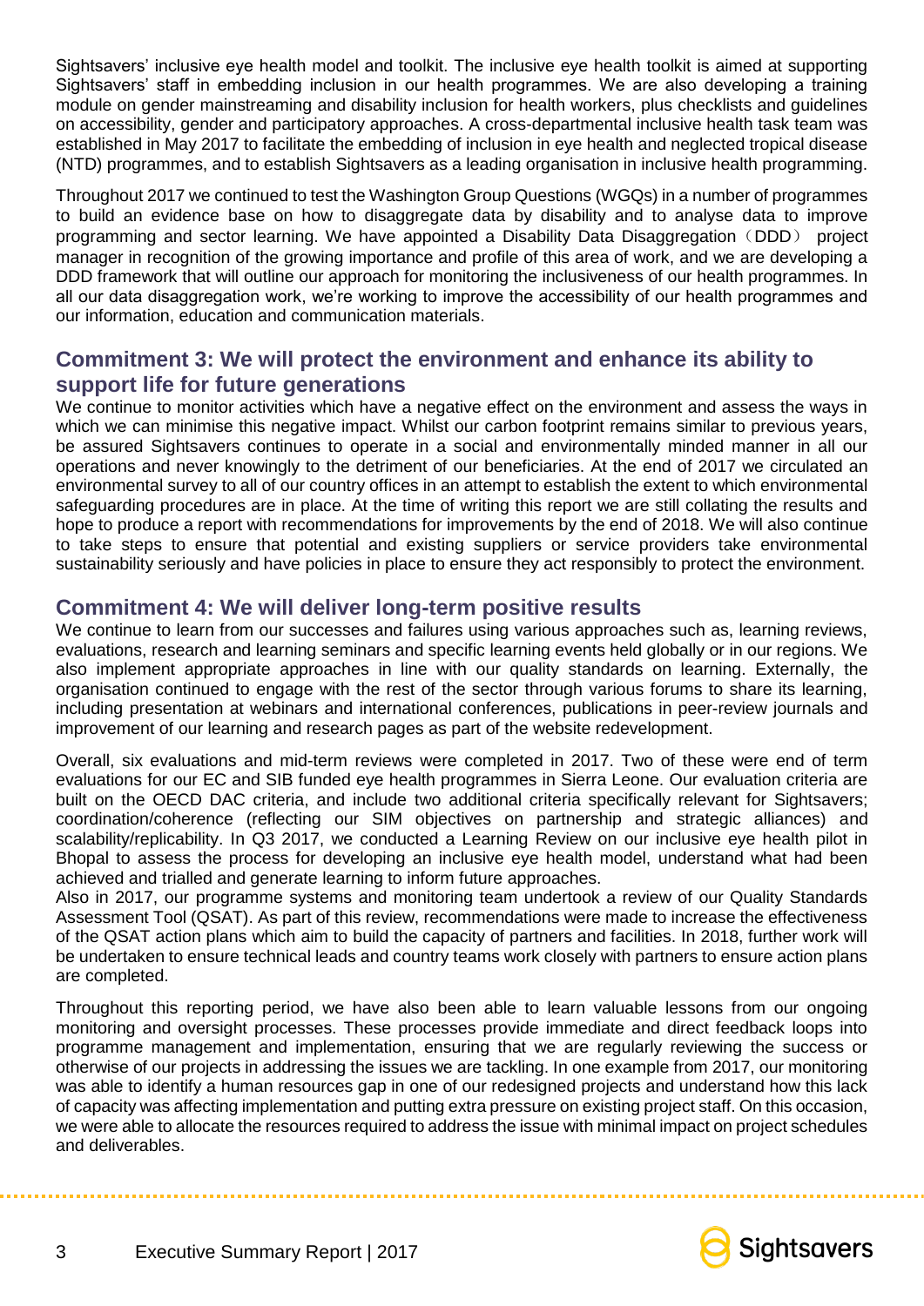Sightsavers' inclusive eye health model and toolkit. The inclusive eye health toolkit is aimed at supporting Sightsavers' staff in embedding inclusion in our health programmes. We are also developing a training module on gender mainstreaming and disability inclusion for health workers, plus checklists and guidelines on accessibility, gender and participatory approaches. A cross-departmental inclusive health task team was established in May 2017 to facilitate the embedding of inclusion in eye health and neglected tropical disease (NTD) programmes, and to establish Sightsavers as a leading organisation in inclusive health programming.

Throughout 2017 we continued to test the Washington Group Questions (WGQs) in a number of programmes to build an evidence base on how to disaggregate data by disability and to analyse data to improve programming and sector learning. We have appointed a Disability Data Disaggregation（DDD） project manager in recognition of the growing importance and profile of this area of work, and we are developing a DDD framework that will outline our approach for monitoring the inclusiveness of our health programmes. In all our data disaggregation work, we're working to improve the accessibility of our health programmes and our information, education and communication materials.

## Commitment 3: We will protect the environment and enhance its ability to support life for future generations

We continue to monitor activities which have a negative effect on the environment and assess the ways in which we can minimise this negative impact. Whilst our carbon footprint remains similar to previous years, be assured Sightsavers continues to operate in a social and environmentally minded manner in all our operations and never knowingly to the detriment of our beneficiaries. At the end of 2017 we circulated an environmental survey to all of our country offices in an attempt to establish the extent to which environmental safeguarding procedures are in place. At the time of writing this report we are still collating the results and hope to produce a report with recommendations for improvements by the end of 2018. We will also continue to take steps to ensure that potential and existing suppliers or service providers take environmental sustainability seriously and have policies in place to ensure they act responsibly to protect the environment.

## Commitment 4: We will deliver long-term positive results

We continue to learn from our successes and failures using various approaches such as, learning reviews, evaluations, research and learning seminars and specific learning events held globally or in our regions. We also implement appropriate approaches in line with our quality standards on learning. Externally, the organisation continued to engage with the rest of the sector through various forums to share its learning, including presentation at webinars and international conferences, publications in peer-review journals and improvement of our learning and research pages as part of the website redevelopment.

Overall, six evaluations and mid-term reviews were completed in 2017. Two of these were end of term evaluations for our EC and SIB funded eye health programmes in Sierra Leone. Our evaluation criteria are built on the OECD DAC criteria, and include two additional criteria specifically relevant for Sightsavers; coordination/coherence (reflecting our SIM objectives on partnership and strategic alliances) and scalability/replicability. In Q3 2017, we conducted a Learning Review on our inclusive eye health pilot in Bhopal to assess the process for developing an inclusive eye health model, understand what had been achieved and trialled and generate learning to inform future approaches.

Also in 2017, our programme systems and monitoring team undertook a review of our Quality Standards Assessment Tool (QSAT). As part of this review, recommendations were made to increase the effectiveness of the QSAT action plans which aim to build the capacity of partners and facilities. In 2018, further work will be undertaken to ensure technical leads and country teams work closely with partners to ensure action plans are completed.

Throughout this reporting period, we have also been able to learn valuable lessons from our ongoing monitoring and oversight processes. These processes provide immediate and direct feedback loops into programme management and implementation, ensuring that we are regularly reviewing the success or otherwise of our projects in addressing the issues we are tackling. In one example from 2017, our monitoring was able to identify a human resources gap in one of our redesigned projects and understand how this lack of capacity was affecting implementation and putting extra pressure on existing project staff. On this occasion, we were able to allocate the resources required to address the issue with minimal impact on project schedules and deliverables.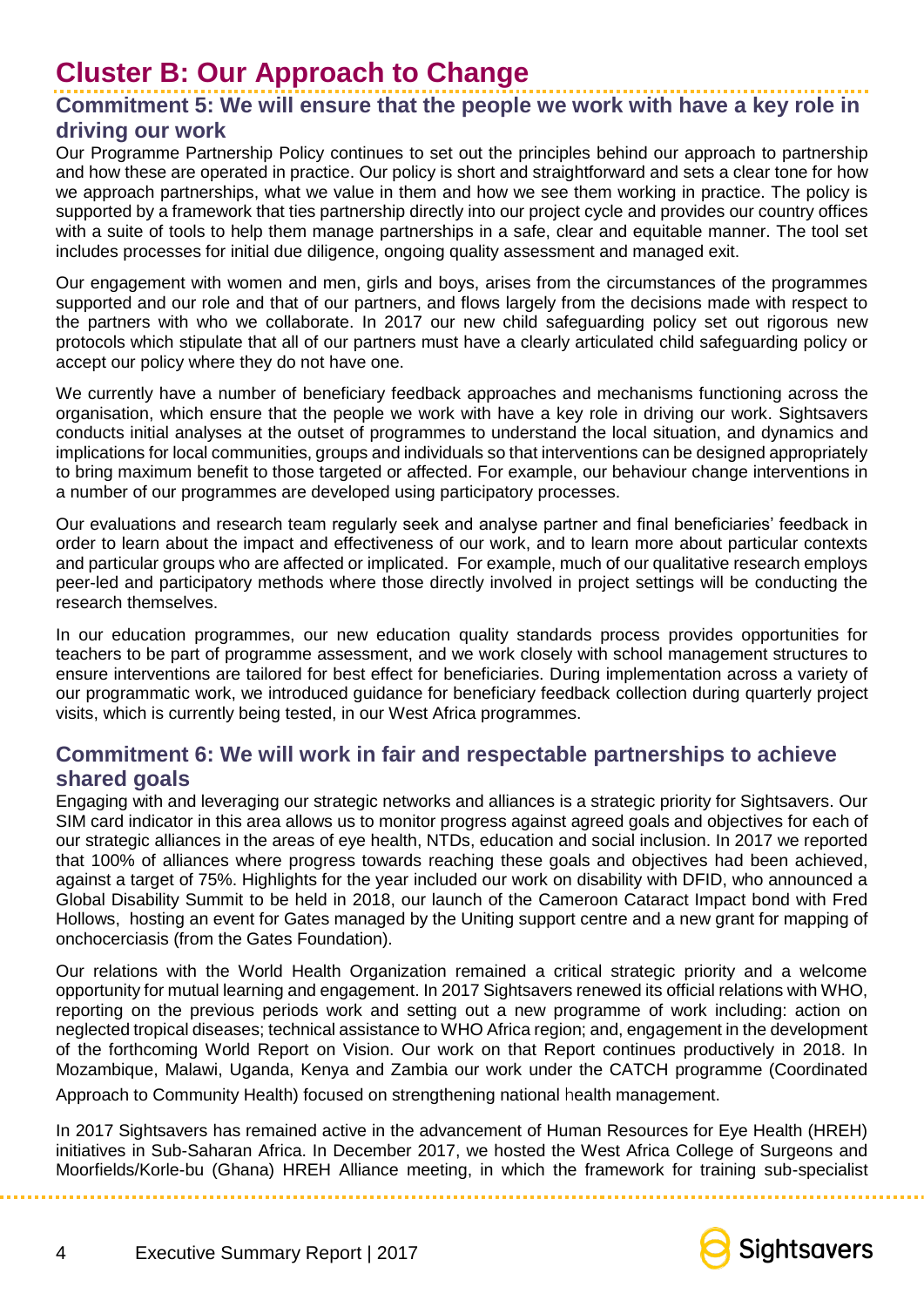# Cluster B: Our Approach to Change

## Commitment 5: We will ensure that the people we work with have a key role in driving our work

Our Programme Partnership Policy continues to set out the principles behind our approach to partnership and how these are operated in practice. Our policy is short and straightforward and sets a clear tone for how we approach partnerships, what we value in them and how we see them working in practice. The policy is supported by a framework that ties partnership directly into our project cycle and provides our country offices with a suite of tools to help them manage partnerships in a safe, clear and equitable manner. The tool set includes processes for initial due diligence, ongoing quality assessment and managed exit.

Our engagement with women and men, girls and boys, arises from the circumstances of the programmes supported and our role and that of our partners, and flows largely from the decisions made with respect to the partners with who we collaborate. In 2017 our new child safeguarding policy set out rigorous new protocols which stipulate that all of our partners must have a clearly articulated child safeguarding policy or accept our policy where they do not have one.

We currently have a number of beneficiary feedback approaches and mechanisms functioning across the organisation, which ensure that the people we work with have a key role in driving our work. Sightsavers conducts initial analyses at the outset of programmes to understand the local situation, and dynamics and implications for local communities, groups and individuals so that interventions can be designed appropriately to bring maximum benefit to those targeted or affected. For example, our behaviour change interventions in a number of our programmes are developed using participatory processes.

Our evaluations and research team regularly seek and analyse partner and final beneficiaries' feedback in order to learn about the impact and effectiveness of our work, and to learn more about particular contexts and particular groups who are affected or implicated. For example, much of our qualitative research employs peer-led and participatory methods where those directly involved in project settings will be conducting the research themselves.

In our education programmes, our new education quality standards process provides opportunities for teachers to be part of programme assessment, and we work closely with school management structures to ensure interventions are tailored for best effect for beneficiaries. During implementation across a variety of our programmatic work, we introduced guidance for beneficiary feedback collection during quarterly project visits, which is currently being tested, in our West Africa programmes.

## Commitment 6: We will work in fair and respectable partnerships to achieve shared goals

Engaging with and leveraging our strategic networks and alliances is a strategic priority for Sightsavers. Our SIM card indicator in this area allows us to monitor progress against agreed goals and objectives for each of our strategic alliances in the areas of eye health, NTDs, education and social inclusion. In 2017 we reported that 100% of alliances where progress towards reaching these goals and objectives had been achieved, against a target of 75%. Highlights for the year included our work on disability with DFID, who announced a Global Disability Summit to be held in 2018, our launch of the Cameroon Cataract Impact bond with Fred Hollows, hosting an event for Gates managed by the Uniting support centre and a new grant for mapping of onchocerciasis (from the Gates Foundation).

Our relations with the World Health Organization remained a critical strategic priority and a welcome opportunity for mutual learning and engagement. In 2017 Sightsavers renewed its official relations with WHO, reporting on the previous periods work and setting out a new programme of work including: action on neglected tropical diseases; technical assistance to WHO Africa region; and, engagement in the development of the forthcoming World Report on Vision. Our work on that Report continues productively in 2018. In Mozambique, Malawi, Uganda, Kenya and Zambia our work under the CATCH programme (Coordinated Approach to Community Health) focused on strengthening national health management.

In 2017 Sightsavers has remained active in the advancement of Human Resources for Eye Health (HREH) initiatives in Sub-Saharan Africa. In December 2017, we hosted the West Africa College of Surgeons and Moorfields/Korle-bu (Ghana) HREH Alliance meeting, in which the framework for training sub-specialist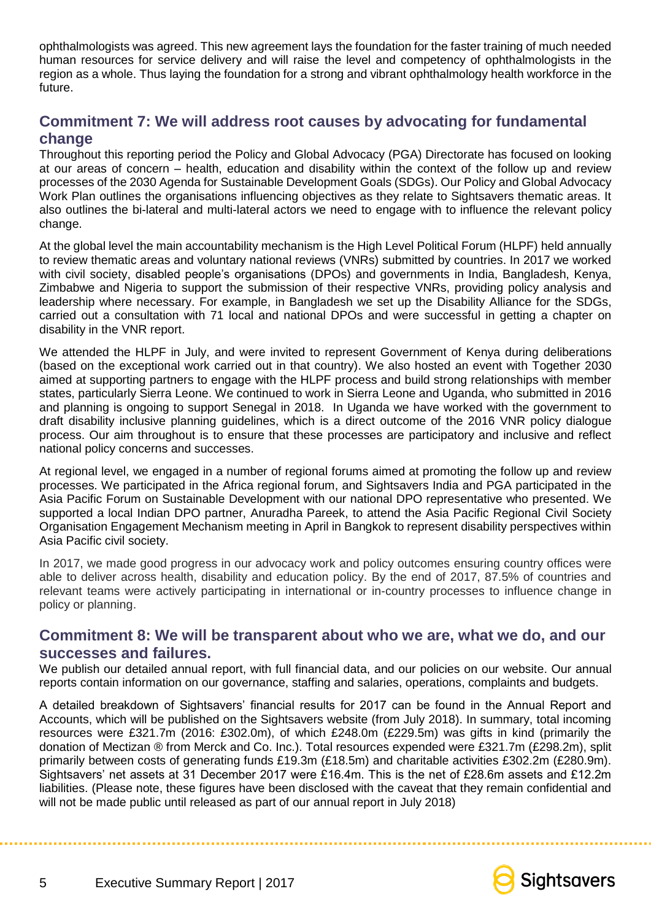ophthalmologists was agreed. This new agreement lays the foundation for the faster training of much needed human resources for service delivery and will raise the level and competency of ophthalmologists in the region as a whole. Thus laying the foundation for a strong and vibrant ophthalmology health workforce in the future.

## Commitment 7: We will address root causes by advocating for fundamental change

Throughout this reporting period the Policy and Global Advocacy (PGA) Directorate has focused on looking at our areas of concern – health, education and disability within the context of the follow up and review processes of the 2030 Agenda for Sustainable Development Goals (SDGs). Our Policy and Global Advocacy Work Plan outlines the organisations influencing objectives as they relate to Sightsavers thematic areas. It also outlines the bi-lateral and multi-lateral actors we need to engage with to influence the relevant policy change.

At the global level the main accountability mechanism is the High Level Political Forum (HLPF) held annually to review thematic areas and voluntary national reviews (VNRs) submitted by countries. In 2017 we worked with civil society, disabled people's organisations (DPOs) and governments in India, Bangladesh, Kenya, Zimbabwe and Nigeria to support the submission of their respective VNRs, providing policy analysis and leadership where necessary. For example, in Bangladesh we set up the Disability Alliance for the SDGs, carried out a consultation with 71 local and national DPOs and were successful in getting a chapter on disability in the VNR report.

We attended the HLPF in July, and were invited to represent Government of Kenya during deliberations (based on the exceptional work carried out in that country). We also hosted an event with Together 2030 aimed at supporting partners to engage with the HLPF process and build strong relationships with member states, particularly Sierra Leone. We continued to work in Sierra Leone and Uganda, who submitted in 2016 and planning is ongoing to support Senegal in 2018. In Uganda we have worked with the government to draft disability inclusive planning guidelines, which is a direct outcome of the 2016 VNR policy dialogue process. Our aim throughout is to ensure that these processes are participatory and inclusive and reflect national policy concerns and successes.

At regional level, we engaged in a number of regional forums aimed at promoting the follow up and review processes. We participated in the Africa regional forum, and Sightsavers India and PGA participated in the Asia Pacific Forum on Sustainable Development with our national DPO representative who presented. We supported a local Indian DPO partner, Anuradha Pareek, to attend the Asia Pacific Regional Civil Society Organisation Engagement Mechanism meeting in April in Bangkok to represent disability perspectives within Asia Pacific civil society.

In 2017, we made good progress in our advocacy work and policy outcomes ensuring country offices were able to deliver across health, disability and education policy. By the end of 2017, 87.5% of countries and relevant teams were actively participating in international or in-country processes to influence change in policy or planning.

## Commitment 8: We will be transparent about who we are, what we do, and our successes and failures.

We publish our detailed annual report, with full financial data, and our policies on our website. Our annual reports contain information on our governance, staffing and salaries, operations, complaints and budgets.

A detailed breakdown of Sightsavers' financial results for 2017 can be found in the Annual Report and Accounts, which will be published on the Sightsavers website (from July 2018). In summary, total incoming resources were £321.7m (2016: £302.0m), of which £248.0m (£229.5m) was gifts in kind (primarily the donation of Mectizan ® from Merck and Co. Inc.). Total resources expended were £321.7m (£298.2m), split primarily between costs of generating funds £19.3m (£18.5m) and charitable activities £302.2m (£280.9m). Sightsavers' net assets at 31 December 2017 were £16.4m. This is the net of £28.6m assets and £12.2m liabilities. (Please note, these figures have been disclosed with the caveat that they remain confidential and will not be made public until released as part of our annual report in July 2018)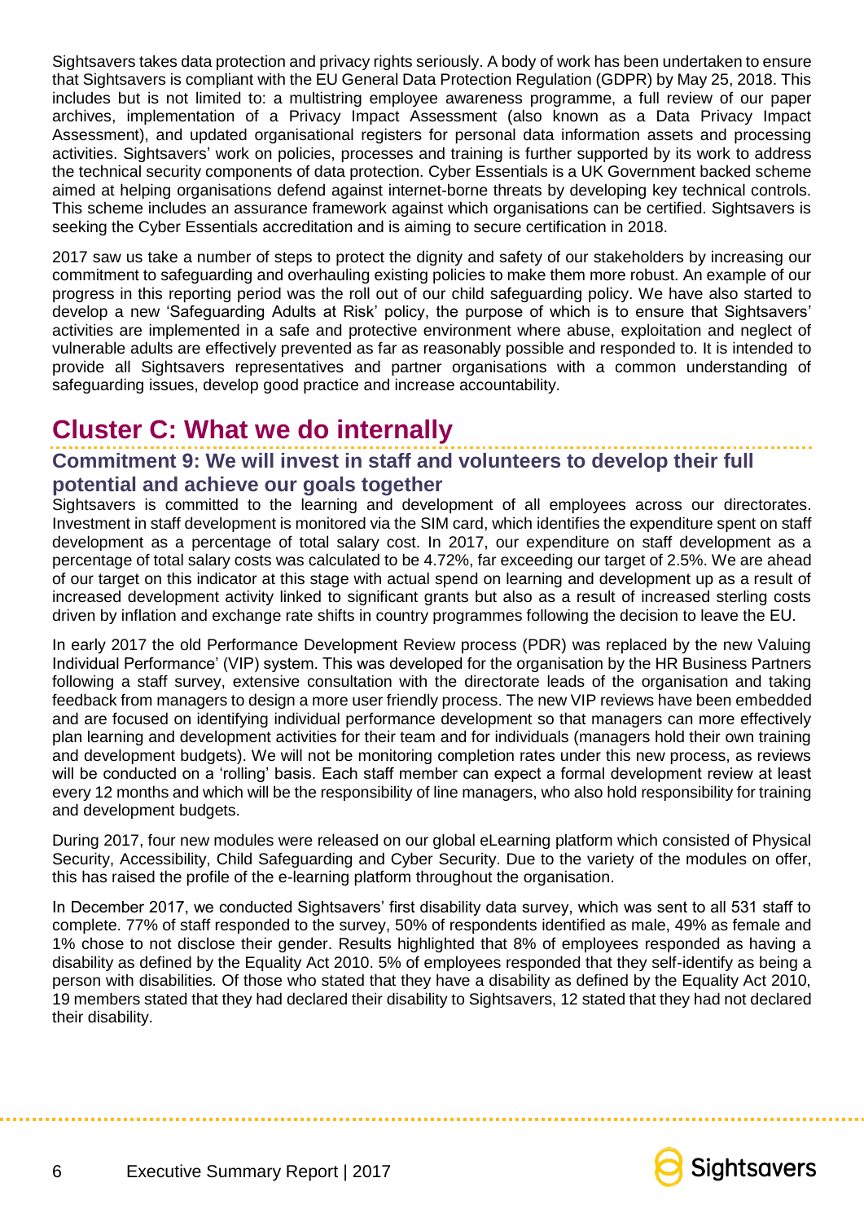Sightsavers takes data protection and privacy rights seriously. A body of work has been undertaken to ensure that Sightsavers is compliant with the EU General Data Protection Regulation (GDPR) by May 25, 2018. This includes but is not limited to: a multistring employee awareness programme, a full review of our paper archives, implementation of a Privacy Impact Assessment (also known as a Data Privacy Impact Assessment), and updated organisational registers for personal data information assets and processing activities. Sightsavers' work on policies, processes and training is further supported by its work to address the technical security components of data protection. Cyber Essentials is a UK Government backed scheme aimed at helping organisations defend against internet-borne threats by developing key technical controls. This scheme includes an assurance framework against which organisations can be certified. Sightsavers is seeking the Cyber Essentials accreditation and is aiming to secure certification in 2018.

2017 saw us take a number of steps to protect the dignity and safety of our stakeholders by increasing our commitment to safeguarding and overhauling existing policies to make them more robust. An example of our progress in this reporting period was the roll out of our child safeguarding policy. We have also started to develop a new 'Safeguarding Adults at Risk' policy, the purpose of which is to ensure that Sightsavers' activities are implemented in a safe and protective environment where abuse, exploitation and neglect of vulnerable adults are effectively prevented as far as reasonably possible and responded to. It is intended to provide all Sightsavers representatives and partner organisations with a common understanding of safeguarding issues, develop good practice and increase accountability.

# Cluster C: What we do internally

## Commitment 9: We will invest in staff and volunteers to develop their full potential and achieve our goals together

Sightsavers is committed to the learning and development of all employees across our directorates. Investment in staff development is monitored via the SIM card, which identifies the expenditure spent on staff development as a percentage of total salary cost. In 2017, our expenditure on staff development as a percentage of total salary costs was calculated to be 4.72%, far exceeding our target of 2.5%. We are ahead of our target on this indicator at this stage with actual spend on learning and development up as a result of increased development activity linked to significant grants but also as a result of increased sterling costs driven by inflation and exchange rate shifts in country programmes following the decision to leave the EU.

In early 2017 the old Performance Development Review process (PDR) was replaced by the new Valuing Individual Performance' (VIP) system. This was developed for the organisation by the HR Business Partners following a staff survey, extensive consultation with the directorate leads of the organisation and taking feedback from managers to design a more user friendly process. The new VIP reviews have been embedded and are focused on identifying individual performance development so that managers can more effectively plan learning and development activities for their team and for individuals (managers hold their own training and development budgets). We will not be monitoring completion rates under this new process, as reviews will be conducted on a 'rolling' basis. Each staff member can expect a formal development review at least every 12 months and which will be the responsibility of line managers, who also hold responsibility for training and development budgets.

During 2017, four new modules were released on our global eLearning platform which consisted of Physical Security, Accessibility, Child Safeguarding and Cyber Security. Due to the variety of the modules on offer, this has raised the profile of the e-learning platform throughout the organisation.

In December 2017, we conducted Sightsavers' first disability data survey, which was sent to all 531 staff to complete. 77% of staff responded to the survey, 50% of respondents identified as male, 49% as female and 1% chose to not disclose their gender. Results highlighted that 8% of employees responded as having a disability as defined by the Equality Act 2010. 5% of employees responded that they self-identify as being a person with disabilities. Of those who stated that they have a disability as defined by the Equality Act 2010, 19 members stated that they had declared their disability to Sightsavers, 12 stated that they had not declared their disability.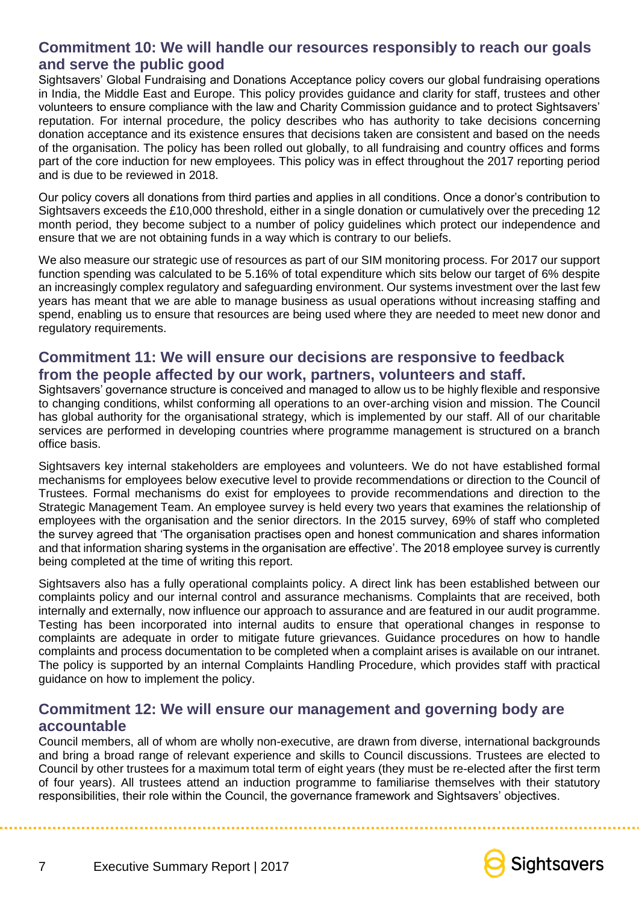## Commitment 10: We will handle our resources responsibly to reach our goals and serve the public good

Sightsavers' Global Fundraising and Donations Acceptance policy covers our global fundraising operations in India, the Middle East and Europe. This policy provides guidance and clarity for staff, trustees and other volunteers to ensure compliance with the law and Charity Commission guidance and to protect Sightsavers' reputation. For internal procedure, the policy describes who has authority to take decisions concerning donation acceptance and its existence ensures that decisions taken are consistent and based on the needs of the organisation. The policy has been rolled out globally, to all fundraising and country offices and forms part of the core induction for new employees. This policy was in effect throughout the 2017 reporting period and is due to be reviewed in 2018.

Our policy covers all donations from third parties and applies in all conditions. Once a donor's contribution to Sightsavers exceeds the £10,000 threshold, either in a single donation or cumulatively over the preceding 12 month period, they become subject to a number of policy guidelines which protect our independence and ensure that we are not obtaining funds in a way which is contrary to our beliefs.

We also measure our strategic use of resources as part of our SIM monitoring process. For 2017 our support function spending was calculated to be 5.16% of total expenditure which sits below our target of 6% despite an increasingly complex regulatory and safeguarding environment. Our systems investment over the last few years has meant that we are able to manage business as usual operations without increasing staffing and spend, enabling us to ensure that resources are being used where they are needed to meet new donor and regulatory requirements.

## Commitment 11: We will ensure our decisions are responsive to feedback from the people affected by our work, partners, volunteers and staff.

Sightsavers' governance structure is conceived and managed to allow us to be highly flexible and responsive to changing conditions, whilst conforming all operations to an over-arching vision and mission. The Council has global authority for the organisational strategy, which is implemented by our staff. All of our charitable services are performed in developing countries where programme management is structured on a branch office basis.

Sightsavers key internal stakeholders are employees and volunteers. We do not have established formal mechanisms for employees below executive level to provide recommendations or direction to the Council of Trustees. Formal mechanisms do exist for employees to provide recommendations and direction to the Strategic Management Team. An employee survey is held every two years that examines the relationship of employees with the organisation and the senior directors. In the 2015 survey, 69% of staff who completed the survey agreed that 'The organisation practises open and honest communication and shares information and that information sharing systems in the organisation are effective'. The 2018 employee survey is currently being completed at the time of writing this report.

Sightsavers also has a fully operational complaints policy. A direct link has been established between our complaints policy and our internal control and assurance mechanisms. Complaints that are received, both internally and externally, now influence our approach to assurance and are featured in our audit programme. Testing has been incorporated into internal audits to ensure that operational changes in response to complaints are adequate in order to mitigate future grievances. Guidance procedures on how to handle complaints and process documentation to be completed when a complaint arises is available on our intranet. The policy is supported by an internal Complaints Handling Procedure, which provides staff with practical guidance on how to implement the policy.

## Commitment 12: We will ensure our management and governing body are accountable

Council members, all of whom are wholly non-executive, are drawn from diverse, international backgrounds and bring a broad range of relevant experience and skills to Council discussions. Trustees are elected to Council by other trustees for a maximum total term of eight years (they must be re-elected after the first term of four years). All trustees attend an induction programme to familiarise themselves with their statutory responsibilities, their role within the Council, the governance framework and Sightsavers' objectives.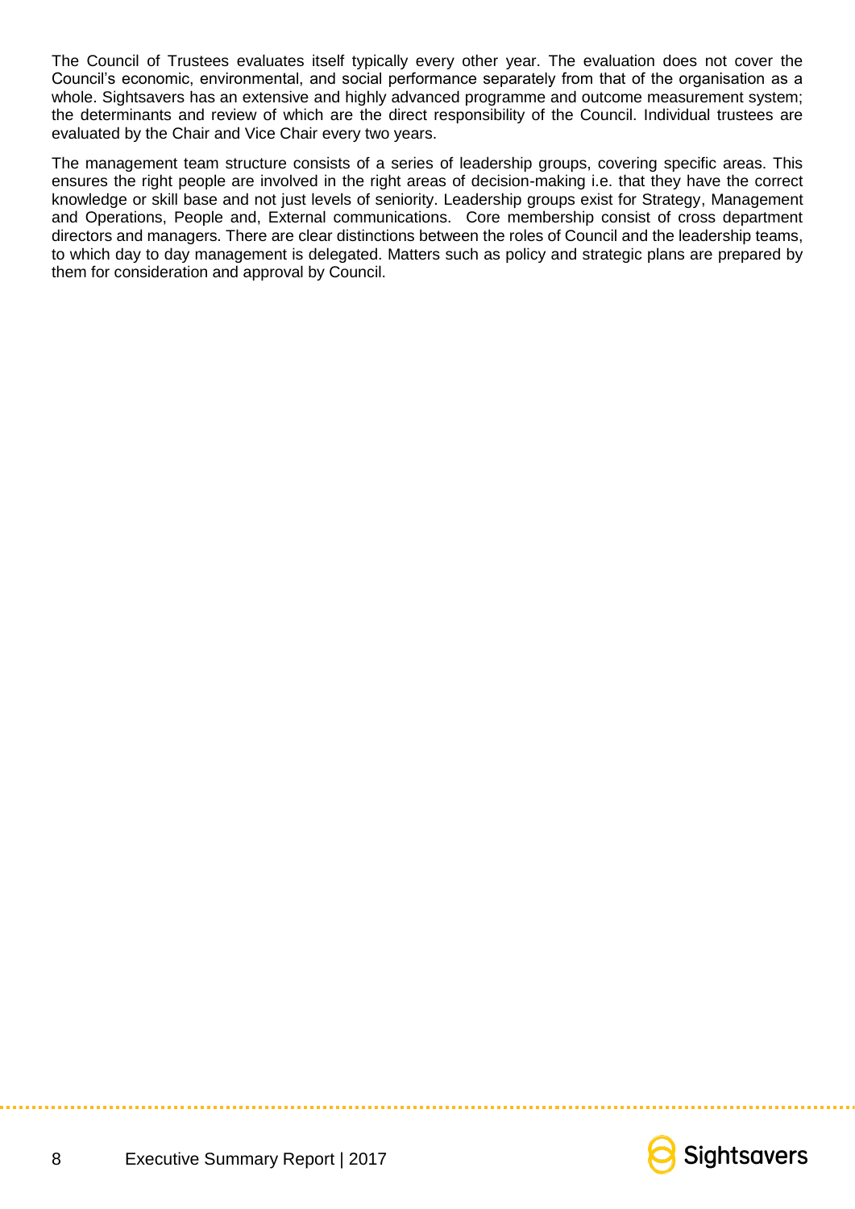The Council of Trustees evaluates itself typically every other year. The evaluation does not cover the Council's economic, environmental, and social performance separately from that of the organisation as a whole. Sightsavers has an extensive and highly advanced programme and outcome measurement system; the determinants and review of which are the direct responsibility of the Council. Individual trustees are evaluated by the Chair and Vice Chair every two years.

The management team structure consists of a series of leadership groups, covering specific areas. This ensures the right people are involved in the right areas of decision-making i.e. that they have the correct knowledge or skill base and not just levels of seniority. Leadership groups exist for Strategy, Management and Operations, People and, External communications. Core membership consist of cross department directors and managers. There are clear distinctions between the roles of Council and the leadership teams, to which day to day management is delegated. Matters such as policy and strategic plans are prepared by them for consideration and approval by Council.